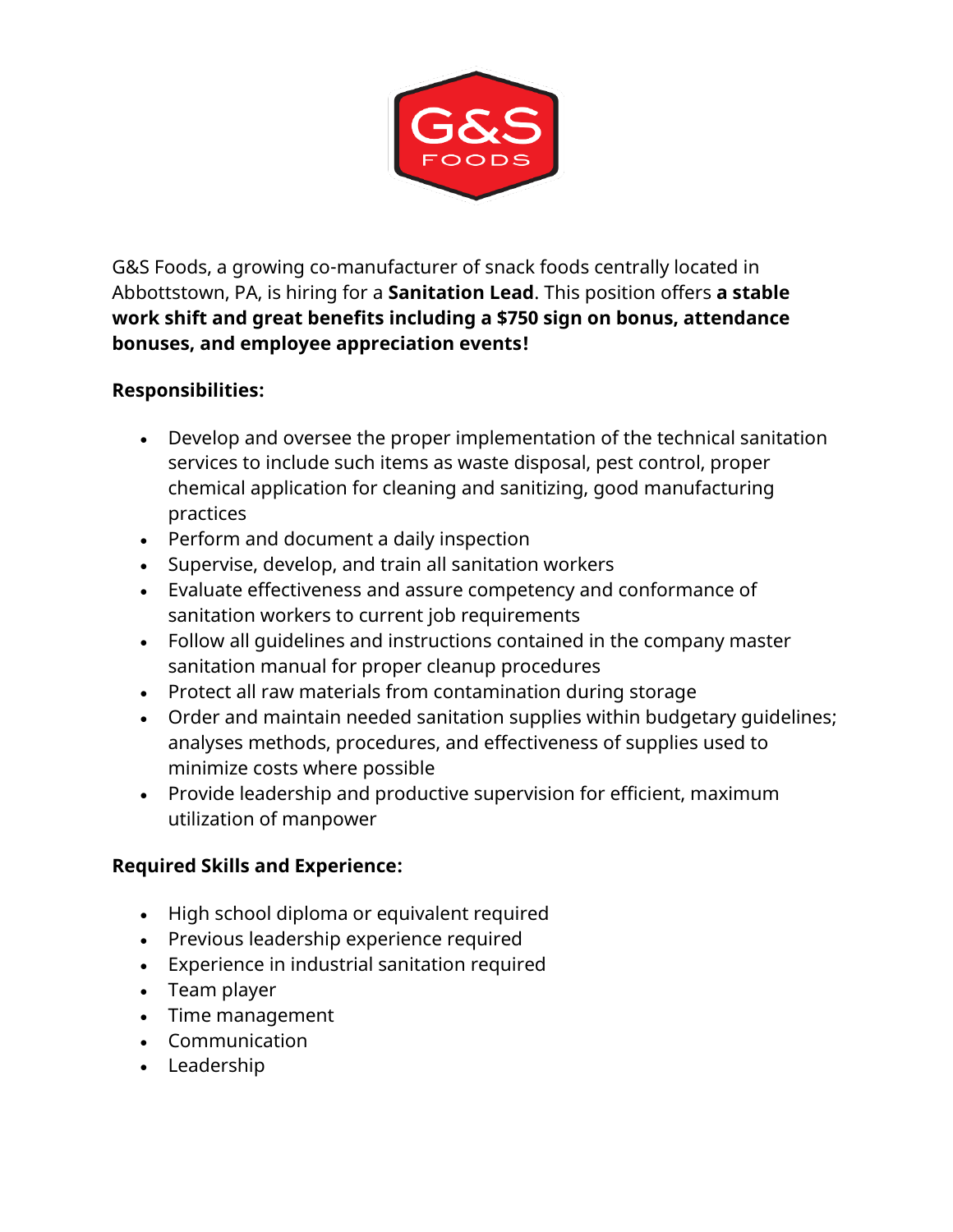G&S Foods, a growing co-manufacturer of snack foods centrally located in Abbottstown, PA, is hiring for a **Sanitation Lead**. This position offers **a stable work shift and great benefits including a $750 sign on bonus, attendance bonuses, and employee appreciation events!**

**Responsibilities:**

- Develop and oversee the proper implementation of the technical sanitation services to include such items as waste disposal, pest control, proper chemical application for cleaning and sanitizing, good manufacturing practices
- Perform and document a daily inspection
- Supervise, develop, and train all sanitation workers
- Evaluate effectiveness and assure competency and conformance of sanitation workers to current job requirements
- Follow all guidelines and instructions contained in the company master sanitation manual for proper cleanup procedures
- Protect all raw materials from contamination during storage
- Order and maintain needed sanitation supplies within budgetary guidelines; analyses methods, procedures, and effectiveness of supplies used to minimize costs where possible
- Provide leadership and productive supervision for efficient, maximum utilization of manpower

**Required Skills and Experience:**

- High school diploma or equivalent required
- Previous leadership experience required
- Experience in industrial sanitation required
- Team player
- Time management
- Communication
- Leadership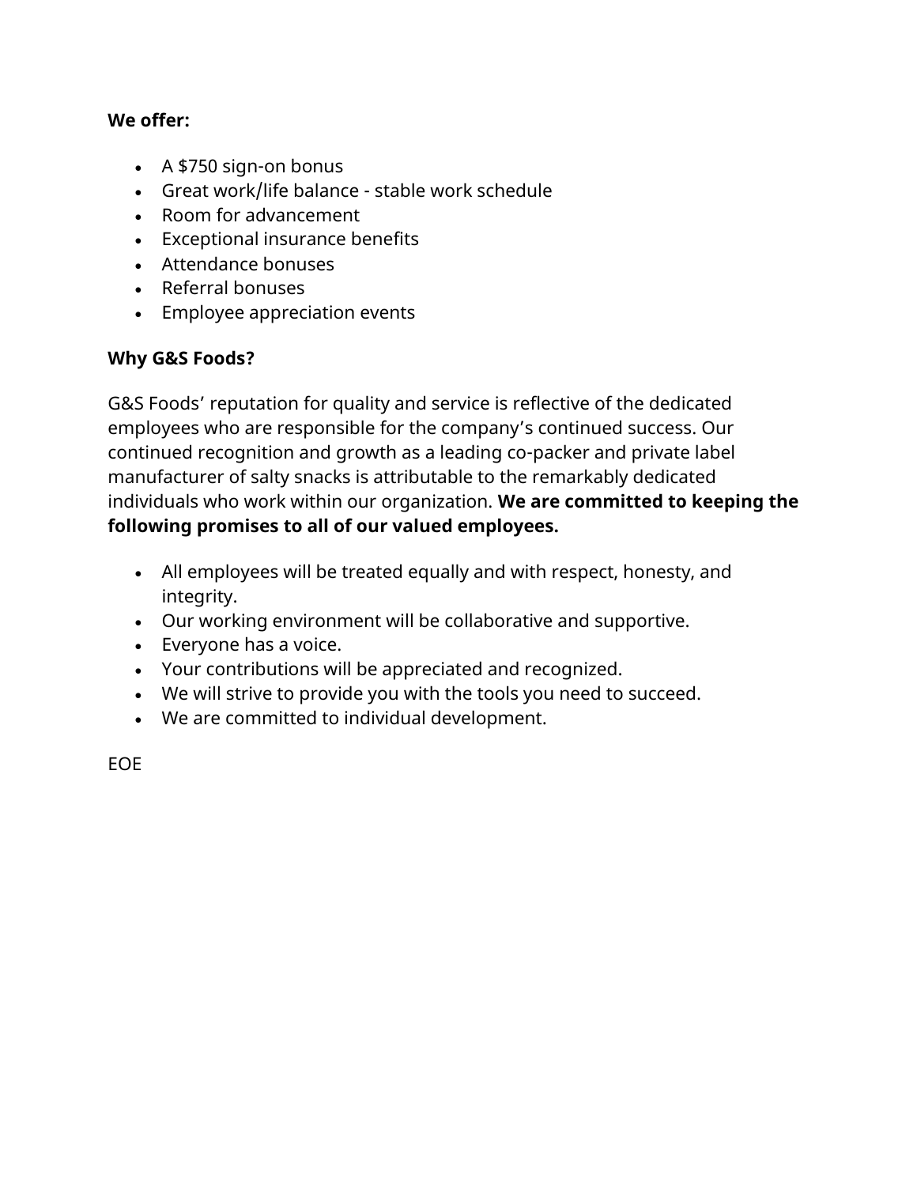**We offer:**

- A $750 sign-on bonus
- Great work/life balance - stable work schedule
- Room for advancement
- Exceptional insurance benefits
- Attendance bonuses
- Referral bonuses
- Employee appreciation events

**Why G&S Foods?**

G&S Foods' reputation for quality and service is reflective of the dedicated employees who are responsible for the company's continued success. Our continued recognition and growth as a leading co-packer and private label manufacturer of salty snacks is attributable to the remarkably dedicated individuals who work within our organization. **We are committed to keeping the following promises to all of our valued employees.**

- All employees will be treated equally and with respect, honesty, and integrity.
- Our working environment will be collaborative and supportive.
- Everyone has a voice.
- Your contributions will be appreciated and recognized.
- We will strive to provide you with the tools you need to succeed.
- We are committed to individual development.

EOE